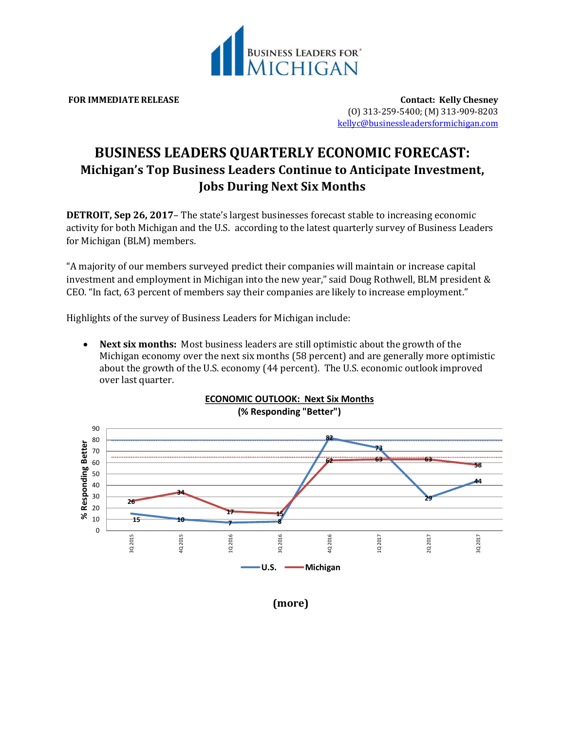**FOR IMMEDIATE RELEASE**

**Contact: Kelly Chesney**
(O) 313-259-5400; (M) 313-909-8203
kellyc@businessleadersformichigan.com

# BUSINESS LEADERS QUARTERLY ECONOMIC FORECAST:

## Michigan's Top Business Leaders Continue to Anticipate Investment, Jobs During Next Six Months

**DETROIT, Sep 26, 2017**– The state's largest businesses forecast stable to increasing economic activity for both Michigan and the U.S. according to the latest quarterly survey of Business Leaders for Michigan (BLM) members.

"A majority of our members surveyed predict their companies will maintain or increase capital investment and employment in Michigan into the new year," said Doug Rothwell, BLM president & CEO. "In fact, 63 percent of members say their companies are likely to increase employment."

Highlights of the survey of Business Leaders for Michigan include:

- **Next six months:** Most business leaders are still optimistic about the growth of the Michigan economy over the next six months (58 percent) and are generally more optimistic about the growth of the U.S. economy (44 percent). The U.S. economic outlook improved over last quarter.

**ECONOMIC OUTLOOK: Next Six Months**
**(% Responding "Better")**

| Quarter | U.S. | Michigan |
|---|---|---|
| 3Q 2015 | 15 | 26 |
| 4Q 2015 | 10 | 34 |
| 1Q 2016 | 7 | 17 |
| 3Q 2016 | 8 | 15 |
| 4Q 2016 | 82 | 62 |
| 1Q 2017 | 73 | 63 |
| 2Q 2017 | 29 | 63 |
| 3Q 2017 | 44 | 58 |

(more)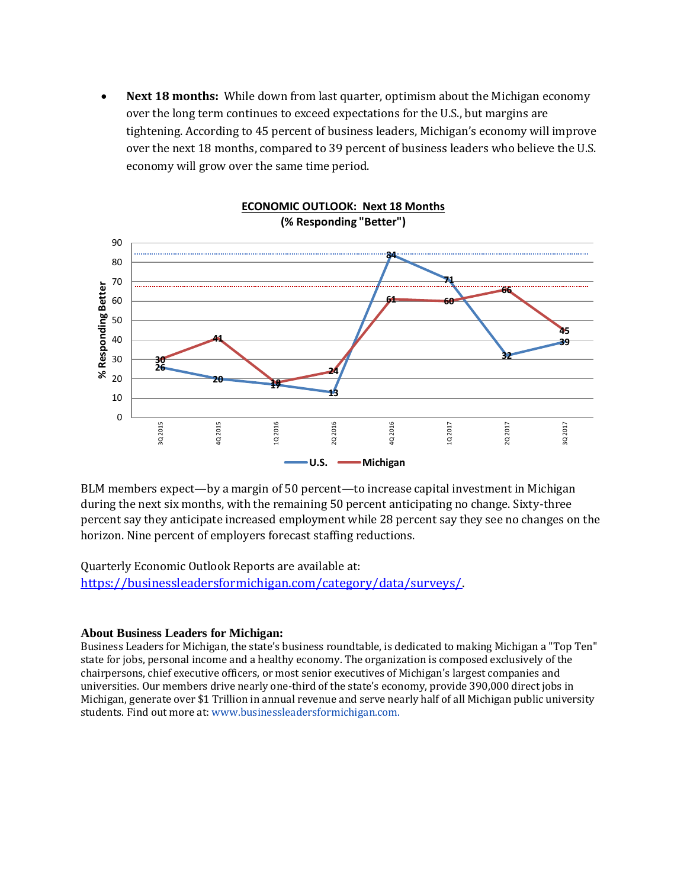- **Next 18 months:** While down from last quarter, optimism about the Michigan economy over the long term continues to exceed expectations for the U.S., but margins are tightening. According to 45 percent of business leaders, Michigan's economy will improve over the next 18 months, compared to 39 percent of business leaders who believe the U.S. economy will grow over the same time period.

**ECONOMIC OUTLOOK: Next 18 Months**
**(% Responding "Better")**

% Responding Better

0
10
20
30
40
50
60
70
80
90

3Q 2015
4Q 2015
1Q 2016
2Q 2016
4Q 2016
1Q 2017
2Q 2017
3Q 2017

30
26
41
20
18
17
24
13
84
61
71
60
66
32
45
39

U.S.
Michigan

BLM members expect—by a margin of 50 percent—to increase capital investment in Michigan during the next six months, with the remaining 50 percent anticipating no change. Sixty-three percent say they anticipate increased employment while 28 percent say they see no changes on the horizon. Nine percent of employers forecast staffing reductions.

Quarterly Economic Outlook Reports are available at:
https://businessleadersformichigan.com/category/data/surveys/.

**About Business Leaders for Michigan:**
Business Leaders for Michigan, the state's business roundtable, is dedicated to making Michigan a "Top Ten" state for jobs, personal income and a healthy economy. The organization is composed exclusively of the chairpersons, chief executive officers, or most senior executives of Michigan's largest companies and universities. Our members drive nearly one-third of the state's economy, provide 390,000 direct jobs in Michigan, generate over $1 Trillion in annual revenue and serve nearly half of all Michigan public university students. Find out more at: www.businessleadersformichigan.com.